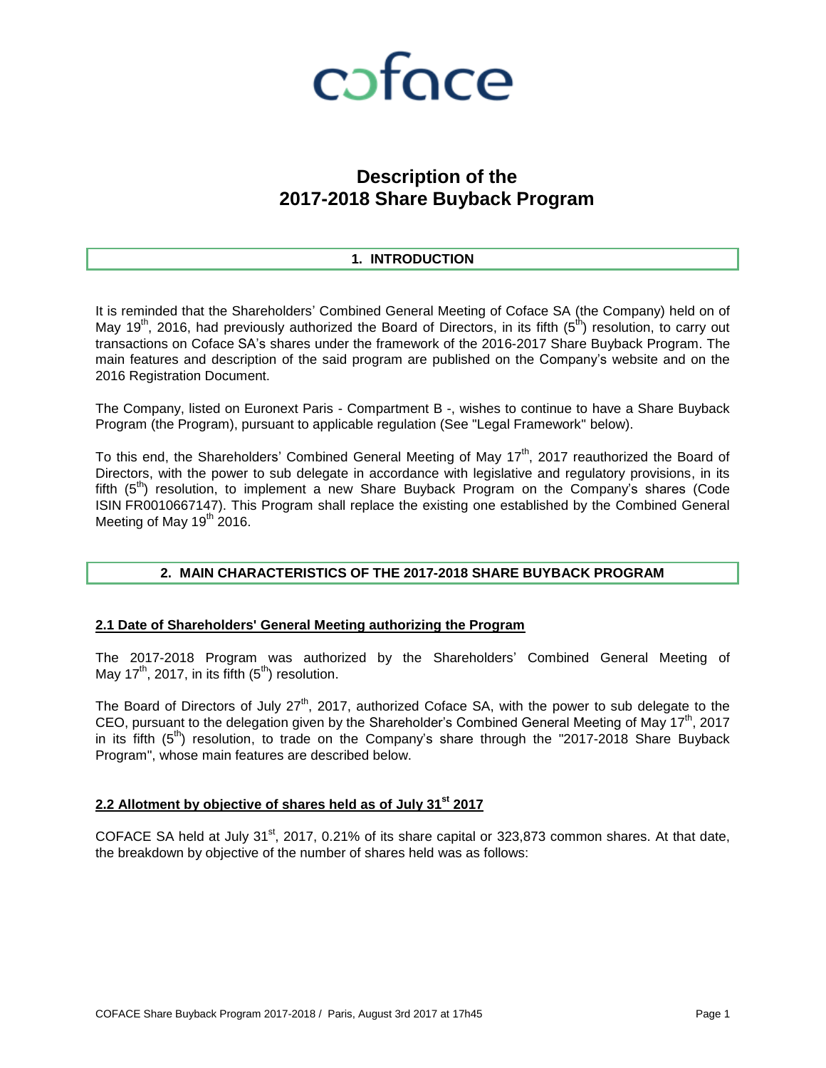coface

# Description of the 2017-2018 Share Buyback Program

## 1. INTRODUCTION

It is reminded that the Shareholders' Combined General Meeting of Coface SA (the Company) held on of May 19th, 2016, had previously authorized the Board of Directors, in its fifth (5th) resolution, to carry out transactions on Coface SA's shares under the framework of the 2016-2017 Share Buyback Program. The main features and description of the said program are published on the Company's website and on the 2016 Registration Document.

The Company, listed on Euronext Paris - Compartment B -, wishes to continue to have a Share Buyback Program (the Program), pursuant to applicable regulation (See "Legal Framework" below).

To this end, the Shareholders' Combined General Meeting of May 17th, 2017 reauthorized the Board of Directors, with the power to sub delegate in accordance with legislative and regulatory provisions, in its fifth (5th) resolution, to implement a new Share Buyback Program on the Company's shares (Code ISIN FR0010667147). This Program shall replace the existing one established by the Combined General Meeting of May 19th 2016.

## 2. MAIN CHARACTERISTICS OF THE 2017-2018 SHARE BUYBACK PROGRAM

### 2.1 Date of Shareholders' General Meeting authorizing the Program

The 2017-2018 Program was authorized by the Shareholders' Combined General Meeting of May 17th, 2017, in its fifth (5th) resolution.

The Board of Directors of July 27th, 2017, authorized Coface SA, with the power to sub delegate to the CEO, pursuant to the delegation given by the Shareholder's Combined General Meeting of May 17th, 2017 in its fifth (5th) resolution, to trade on the Company's share through the "2017-2018 Share Buyback Program", whose main features are described below.

### 2.2 Allotment by objective of shares held as of July 31st 2017

COFACE SA held at July 31st, 2017, 0.21% of its share capital or 323,873 common shares. At that date, the breakdown by objective of the number of shares held was as follows: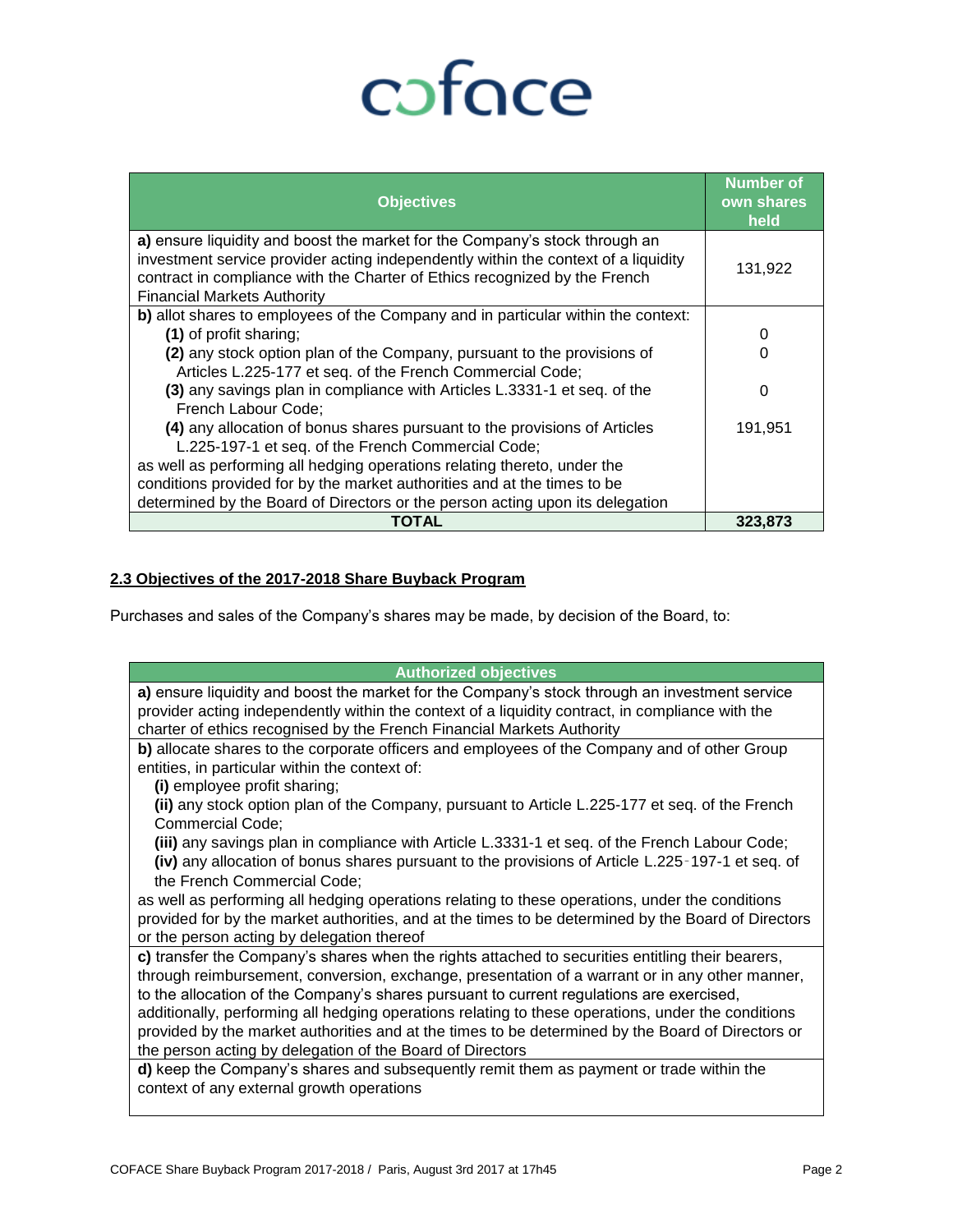| Objectives | Number of own shares held |
|---|---|
| **a)** ensure liquidity and boost the market for the Company's stock through an investment service provider acting independently within the context of a liquidity contract in compliance with the Charter of Ethics recognized by the French Financial Markets Authority | 131,922 |
| **b)** allot shares to employees of the Company and in particular within the context: | |
| **(1)** of profit sharing; | 0 |
| **(2)** any stock option plan of the Company, pursuant to the provisions of Articles L.225-177 et seq. of the French Commercial Code; | 0 |
| **(3)** any savings plan in compliance with Articles L.3331-1 et seq. of the French Labour Code; | 0 |
| **(4)** any allocation of bonus shares pursuant to the provisions of Articles L.225-197-1 et seq. of the French Commercial Code; | 191,951 |
| as well as performing all hedging operations relating thereto, under the conditions provided for by the market authorities and at the times to be determined by the Board of Directors or the person acting upon its delegation | |
| **TOTAL** | **323,873** |

## 2.3 Objectives of the 2017-2018 Share Buyback Program

Purchases and sales of the Company's shares may be made, by decision of the Board, to:

| Authorized objectives |
|---|
| **a)** ensure liquidity and boost the market for the Company's stock through an investment service provider acting independently within the context of a liquidity contract, in compliance with the charter of ethics recognised by the French Financial Markets Authority |
| **b)** allocate shares to the corporate officers and employees of the Company and of other Group entities, in particular within the context of: **(i)** employee profit sharing; **(ii)** any stock option plan of the Company, pursuant to Article L.225-177 et seq. of the French Commercial Code; **(iii)** any savings plan in compliance with Article L.3331-1 et seq. of the French Labour Code; **(iv)** any allocation of bonus shares pursuant to the provisions of Article L.225-197-1 et seq. of the French Commercial Code; as well as performing all hedging operations relating to these operations, under the conditions provided for by the market authorities, and at the times to be determined by the Board of Directors or the person acting by delegation thereof |
| **c)** transfer the Company's shares when the rights attached to securities entitling their bearers, through reimbursement, conversion, exchange, presentation of a warrant or in any other manner, to the allocation of the Company's shares pursuant to current regulations are exercised, additionally, performing all hedging operations relating to these operations, under the conditions provided by the market authorities and at the times to be determined by the Board of Directors or the person acting by delegation of the Board of Directors |
| **d)** keep the Company's shares and subsequently remit them as payment or trade within the context of any external growth operations |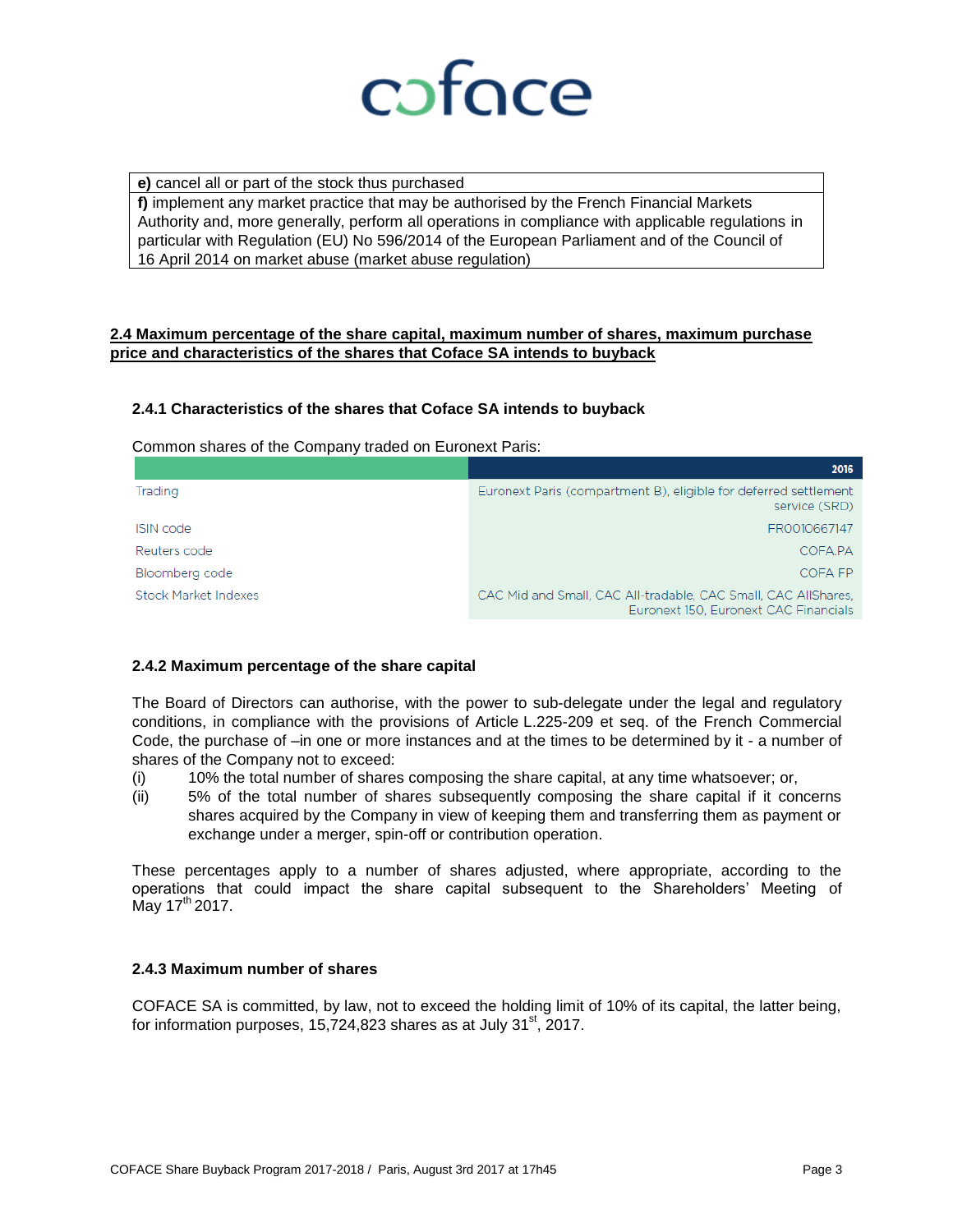| e) cancel all or part of the stock thus purchased |
|---|
| f) implement any market practice that may be authorised by the French Financial Markets Authority and, more generally, perform all operations in compliance with applicable regulations in particular with Regulation (EU) No 596/2014 of the European Parliament and of the Council of 16 April 2014 on market abuse (market abuse regulation) |

## 2.4 Maximum percentage of the share capital, maximum number of shares, maximum purchase price and characteristics of the shares that Coface SA intends to buyback

### 2.4.1 Characteristics of the shares that Coface SA intends to buyback

Common shares of the Company traded on Euronext Paris:

| | 2016 |
|---|---|
| Trading | Euronext Paris (compartment B), eligible for deferred settlement service (SRD) |
| ISIN code | FR0010667147 |
| Reuters code | COFA.PA |
| Bloomberg code | COFA FP |
| Stock Market Indexes | CAC Mid and Small, CAC All-tradable, CAC Small, CAC AllShares, Euronext 150, Euronext CAC Financials |

### 2.4.2 Maximum percentage of the share capital

The Board of Directors can authorise, with the power to sub-delegate under the legal and regulatory conditions, in compliance with the provisions of Article L.225-209 et seq. of the French Commercial Code, the purchase of –in one or more instances and at the times to be determined by it - a number of shares of the Company not to exceed:

(i) 10% the total number of shares composing the share capital, at any time whatsoever; or,

(ii) 5% of the total number of shares subsequently composing the share capital if it concerns shares acquired by the Company in view of keeping them and transferring them as payment or exchange under a merger, spin-off or contribution operation.

These percentages apply to a number of shares adjusted, where appropriate, according to the operations that could impact the share capital subsequent to the Shareholders' Meeting of May 17th 2017.

### 2.4.3 Maximum number of shares

COFACE SA is committed, by law, not to exceed the holding limit of 10% of its capital, the latter being, for information purposes, 15,724,823 shares as at July 31st, 2017.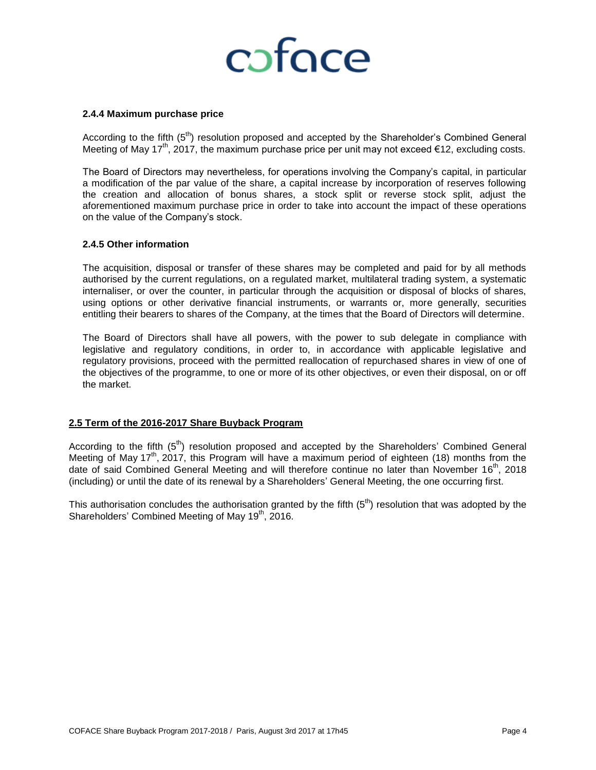### 2.4.4 Maximum purchase price

According to the fifth (5th) resolution proposed and accepted by the Shareholder's Combined General Meeting of May 17th, 2017, the maximum purchase price per unit may not exceed €12, excluding costs.

The Board of Directors may nevertheless, for operations involving the Company's capital, in particular a modification of the par value of the share, a capital increase by incorporation of reserves following the creation and allocation of bonus shares, a stock split or reverse stock split, adjust the aforementioned maximum purchase price in order to take into account the impact of these operations on the value of the Company's stock.

### 2.4.5 Other information

The acquisition, disposal or transfer of these shares may be completed and paid for by all methods authorised by the current regulations, on a regulated market, multilateral trading system, a systematic internaliser, or over the counter, in particular through the acquisition or disposal of blocks of shares, using options or other derivative financial instruments, or warrants or, more generally, securities entitling their bearers to shares of the Company, at the times that the Board of Directors will determine.

The Board of Directors shall have all powers, with the power to sub delegate in compliance with legislative and regulatory conditions, in order to, in accordance with applicable legislative and regulatory provisions, proceed with the permitted reallocation of repurchased shares in view of one of the objectives of the programme, to one or more of its other objectives, or even their disposal, on or off the market.

## 2.5 Term of the 2016-2017 Share Buyback Program

According to the fifth (5th) resolution proposed and accepted by the Shareholders' Combined General Meeting of May 17th, 2017, this Program will have a maximum period of eighteen (18) months from the date of said Combined General Meeting and will therefore continue no later than November 16th, 2018 (including) or until the date of its renewal by a Shareholders' General Meeting, the one occurring first.

This authorisation concludes the authorisation granted by the fifth (5th) resolution that was adopted by the Shareholders' Combined Meeting of May 19th, 2016.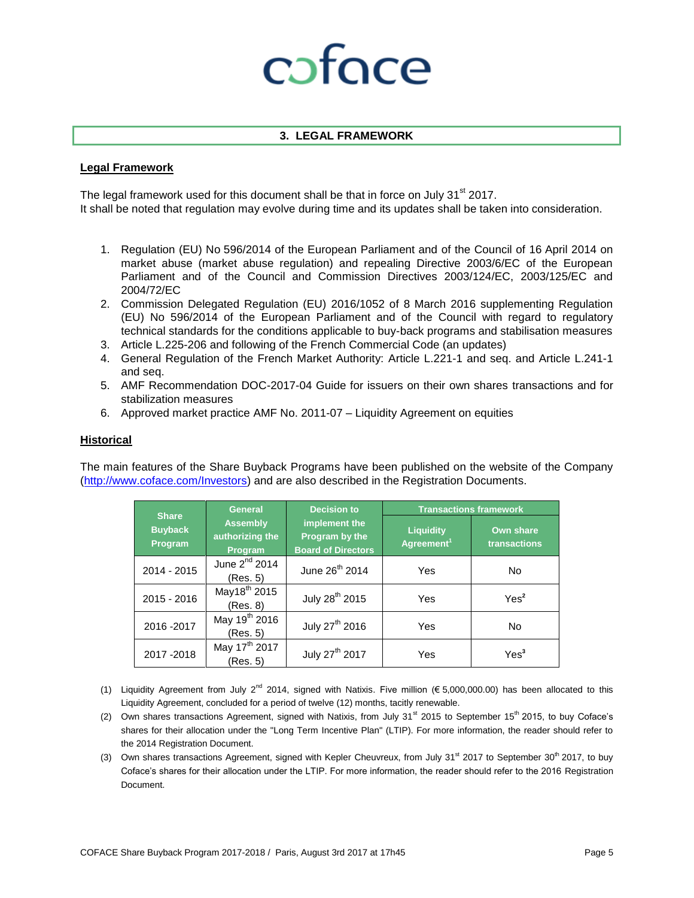## 3. LEGAL FRAMEWORK

**Legal Framework**

The legal framework used for this document shall be that in force on July 31st 2017.
It shall be noted that regulation may evolve during time and its updates shall be taken into consideration.

1. Regulation (EU) No 596/2014 of the European Parliament and of the Council of 16 April 2014 on market abuse (market abuse regulation) and repealing Directive 2003/6/EC of the European Parliament and of the Council and Commission Directives 2003/124/EC, 2003/125/EC and 2004/72/EC
2. Commission Delegated Regulation (EU) 2016/1052 of 8 March 2016 supplementing Regulation (EU) No 596/2014 of the European Parliament and of the Council with regard to regulatory technical standards for the conditions applicable to buy-back programs and stabilisation measures
3. Article L.225-206 and following of the French Commercial Code (an updates)
4. General Regulation of the French Market Authority: Article L.221-1 and seq. and Article L.241-1 and seq.
5. AMF Recommendation DOC-2017-04 Guide for issuers on their own shares transactions and for stabilization measures
6. Approved market practice AMF No. 2011-07 – Liquidity Agreement on equities

**Historical**

The main features of the Share Buyback Programs have been published on the website of the Company (http://www.coface.com/Investors) and are also described in the Registration Documents.

| Share Buyback Program | General Assembly authorizing the Program | Decision to implement the Program by the Board of Directors | Transactions framework | |
|---|---|---|---|---|
| | | | Liquidity Agreement[1] | Own share transactions |
| 2014 - 2015 | June 2nd 2014 (Res. 5) | June 26th 2014 | Yes | No |
| 2015 - 2016 | May18th 2015 (Res. 8) | July 28th 2015 | Yes | Yes[2] |
| 2016 -2017 | May 19th 2016 (Res. 5) | July 27th 2016 | Yes | No |
| 2017 -2018 | May 17th 2017 (Res. 5) | July 27th 2017 | Yes | Yes[3] |

(1) Liquidity Agreement from July 2nd 2014, signed with Natixis. Five million (€ 5,000,000.00) has been allocated to this Liquidity Agreement, concluded for a period of twelve (12) months, tacitly renewable.

(2) Own shares transactions Agreement, signed with Natixis, from July 31st 2015 to September 15th 2015, to buy Coface's shares for their allocation under the "Long Term Incentive Plan" (LTIP). For more information, the reader should refer to the 2014 Registration Document.

(3) Own shares transactions Agreement, signed with Kepler Cheuvreux, from July 31st 2017 to September 30th 2017, to buy Coface's shares for their allocation under the LTIP. For more information, the reader should refer to the 2016 Registration Document.